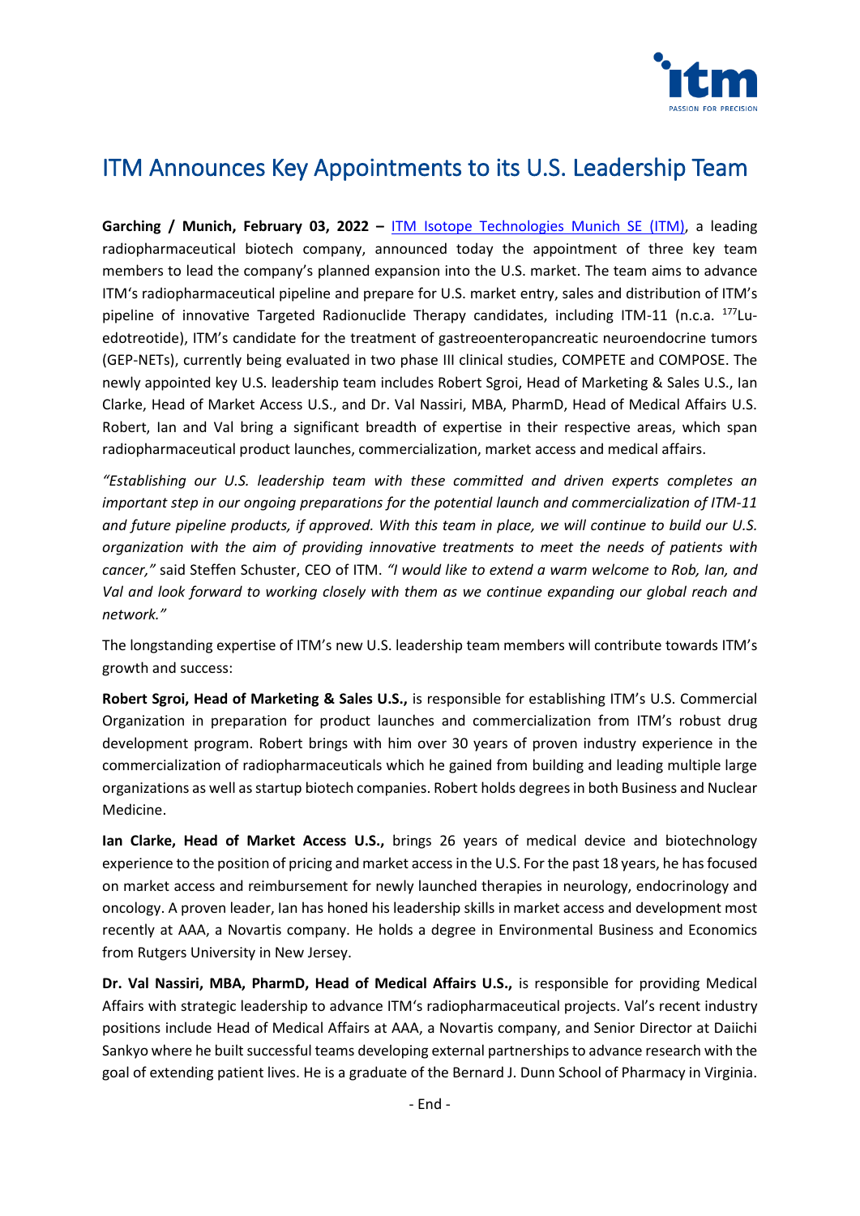# ITM Announces Key Appointments to its U.S. Leadership Team

**Garching / Munich, February 03, 2022 –** [ITM Isotope Technologies Munich SE (ITM)](), a leading radiopharmaceutical biotech company, announced today the appointment of three key team members to lead the company's planned expansion into the U.S. market. The team aims to advance ITM's radiopharmaceutical pipeline and prepare for U.S. market entry, sales and distribution of ITM's pipeline of innovative Targeted Radionuclide Therapy candidates, including ITM-11 (n.c.a. $^{177}$Lu-edotreotide), ITM's candidate for the treatment of gastroenteropancreatic neuroendocrine tumors (GEP-NETs), currently being evaluated in two phase III clinical studies, COMPETE and COMPOSE. The newly appointed key U.S. leadership team includes Robert Sgroi, Head of Marketing & Sales U.S., Ian Clarke, Head of Market Access U.S., and Dr. Val Nassiri, MBA, PharmD, Head of Medical Affairs U.S. Robert, Ian and Val bring a significant breadth of expertise in their respective areas, which span radiopharmaceutical product launches, commercialization, market access and medical affairs.

*"Establishing our U.S. leadership team with these committed and driven experts completes an important step in our ongoing preparations for the potential launch and commercialization of ITM-11 and future pipeline products, if approved. With this team in place, we will continue to build our U.S. organization with the aim of providing innovative treatments to meet the needs of patients with cancer,"* said Steffen Schuster, CEO of ITM. *"I would like to extend a warm welcome to Rob, Ian, and Val and look forward to working closely with them as we continue expanding our global reach and network."*

The longstanding expertise of ITM's new U.S. leadership team members will contribute towards ITM's growth and success:

**Robert Sgroi, Head of Marketing & Sales U.S.,** is responsible for establishing ITM's U.S. Commercial Organization in preparation for product launches and commercialization from ITM's robust drug development program. Robert brings with him over 30 years of proven industry experience in the commercialization of radiopharmaceuticals which he gained from building and leading multiple large organizations as well as startup biotech companies. Robert holds degrees in both Business and Nuclear Medicine.

**Ian Clarke, Head of Market Access U.S.,** brings 26 years of medical device and biotechnology experience to the position of pricing and market access in the U.S. For the past 18 years, he has focused on market access and reimbursement for newly launched therapies in neurology, endocrinology and oncology. A proven leader, Ian has honed his leadership skills in market access and development most recently at AAA, a Novartis company. He holds a degree in Environmental Business and Economics from Rutgers University in New Jersey.

**Dr. Val Nassiri, MBA, PharmD, Head of Medical Affairs U.S.,** is responsible for providing Medical Affairs with strategic leadership to advance ITM's radiopharmaceutical projects. Val's recent industry positions include Head of Medical Affairs at AAA, a Novartis company, and Senior Director at Daiichi Sankyo where he built successful teams developing external partnerships to advance research with the goal of extending patient lives. He is a graduate of the Bernard J. Dunn School of Pharmacy in Virginia.

- End -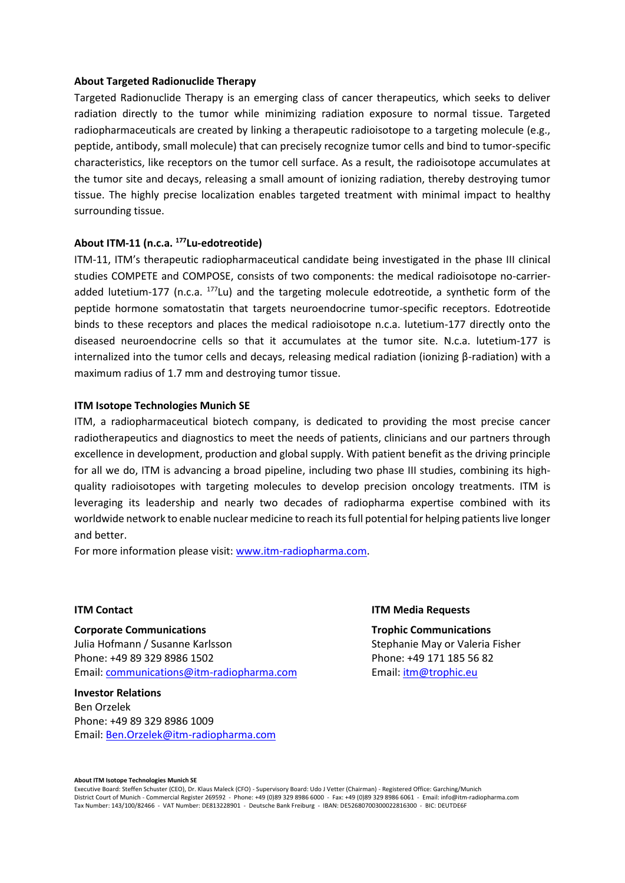**About Targeted Radionuclide Therapy**

Targeted Radionuclide Therapy is an emerging class of cancer therapeutics, which seeks to deliver radiation directly to the tumor while minimizing radiation exposure to normal tissue. Targeted radiopharmaceuticals are created by linking a therapeutic radioisotope to a targeting molecule (e.g., peptide, antibody, small molecule) that can precisely recognize tumor cells and bind to tumor-specific characteristics, like receptors on the tumor cell surface. As a result, the radioisotope accumulates at the tumor site and decays, releasing a small amount of ionizing radiation, thereby destroying tumor tissue. The highly precise localization enables targeted treatment with minimal impact to healthy surrounding tissue.

**About ITM-11 (n.c.a. $^{177}$Lu-edotreotide)**

ITM-11, ITM's therapeutic radiopharmaceutical candidate being investigated in the phase III clinical studies COMPETE and COMPOSE, consists of two components: the medical radioisotope no-carrier-added lutetium-177 (n.c.a. $^{177}$Lu) and the targeting molecule edotreotide, a synthetic form of the peptide hormone somatostatin that targets neuroendocrine tumor-specific receptors. Edotreotide binds to these receptors and places the medical radioisotope n.c.a. lutetium-177 directly onto the diseased neuroendocrine cells so that it accumulates at the tumor site. N.c.a. lutetium-177 is internalized into the tumor cells and decays, releasing medical radiation (ionizing β-radiation) with a maximum radius of 1.7 mm and destroying tumor tissue.

**ITM Isotope Technologies Munich SE**

ITM, a radiopharmaceutical biotech company, is dedicated to providing the most precise cancer radiotherapeutics and diagnostics to meet the needs of patients, clinicians and our partners through excellence in development, production and global supply. With patient benefit as the driving principle for all we do, ITM is advancing a broad pipeline, including two phase III studies, combining its high-quality radioisotopes with targeting molecules to develop precision oncology treatments. ITM is leveraging its leadership and nearly two decades of radiopharma expertise combined with its worldwide network to enable nuclear medicine to reach its full potential for helping patients live longer and better.

For more information please visit: www.itm-radiopharma.com.

**ITM Contact**

**Corporate Communications**
Julia Hofmann / Susanne Karlsson
Phone: +49 89 329 8986 1502
Email: communications@itm-radiopharma.com

**Investor Relations**
Ben Orzelek
Phone: +49 89 329 8986 1009
Email: Ben.Orzelek@itm-radiopharma.com

**ITM Media Requests**

**Trophic Communications**
Stephanie May or Valeria Fisher
Phone: +49 171 185 56 82
Email: itm@trophic.eu

**About ITM Isotope Technologies Munich SE**
Executive Board: Steffen Schuster (CEO), Dr. Klaus Maleck (CFO) - Supervisory Board: Udo J Vetter (Chairman) - Registered Office: Garching/Munich
District Court of Munich - Commercial Register 269592 - Phone: +49 (0)89 329 8986 6000 - Fax: +49 (0)89 329 8986 6061 - Email: info@itm-radiopharma.com
Tax Number: 143/100/82466 - VAT Number: DE813228901 - Deutsche Bank Freiburg - IBAN: DE52680700300022816300 - BIC: DEUTDE6F